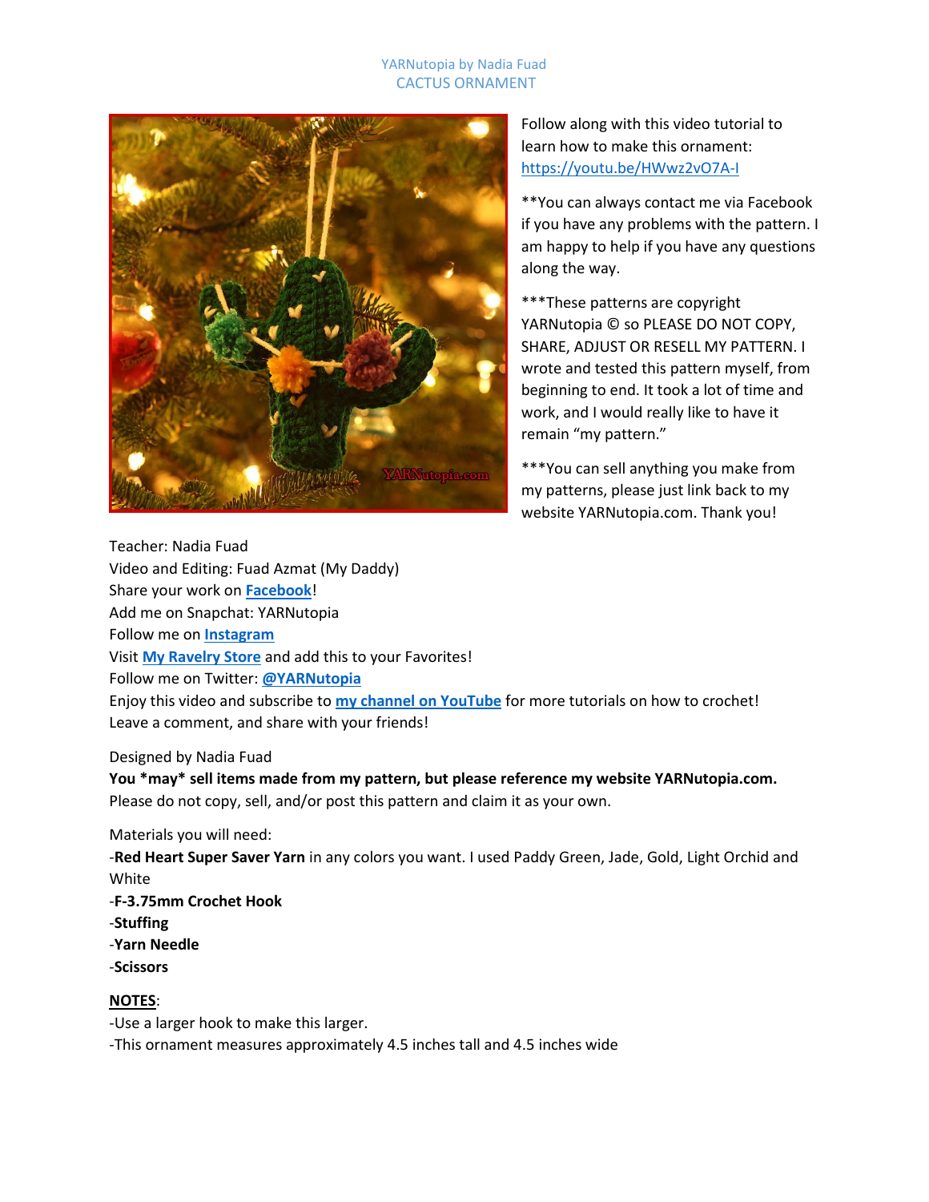# YARNutopia by Nadia Fuad

## CACTUS ORNAMENT

Follow along with this video tutorial to learn how to make this ornament: https://youtu.be/HWwz2vO7A-I

**You can always contact me via Facebook if you have any problems with the pattern. I am happy to help if you have any questions along the way.

***These patterns are copyright YARNutopia © so PLEASE DO NOT COPY, SHARE, ADJUST OR RESELL MY PATTERN. I wrote and tested this pattern myself, from beginning to end. It took a lot of time and work, and I would really like to have it remain "my pattern."

***You can sell anything you make from my patterns, please just link back to my website YARNutopia.com. Thank you!

Teacher: Nadia Fuad
Video and Editing: Fuad Azmat (My Daddy)
Share your work on **Facebook**!
Add me on Snapchat: YARNutopia
Follow me on **Instagram**
Visit **My Ravelry Store** and add this to your Favorites!
Follow me on Twitter: **@YARNutopia**
Enjoy this video and subscribe to **my channel on YouTube** for more tutorials on how to crochet!
Leave a comment, and share with your friends!

Designed by Nadia Fuad
**You *may* sell items made from my pattern, but please reference my website YARNutopia.com.**
Please do not copy, sell, and/or post this pattern and claim it as your own.

Materials you will need:
-**Red Heart Super Saver Yarn** in any colors you want. I used Paddy Green, Jade, Gold, Light Orchid and White
-**F-3.75mm Crochet Hook**
-**Stuffing**
-**Yarn Needle**
-**Scissors**

**NOTES**:
-Use a larger hook to make this larger.
-This ornament measures approximately 4.5 inches tall and 4.5 inches wide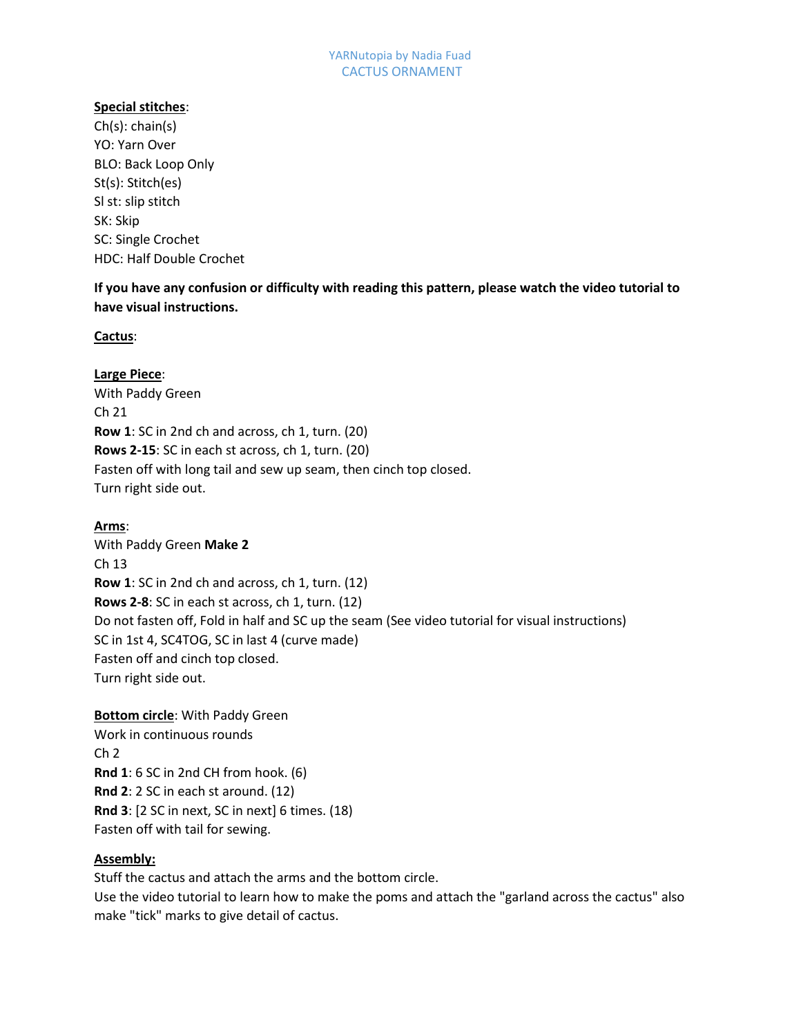**Special stitches**:

Ch(s): chain(s)
YO: Yarn Over
BLO: Back Loop Only
St(s): Stitch(es)
Sl st: slip stitch
SK: Skip
SC: Single Crochet
HDC: Half Double Crochet

**If you have any confusion or difficulty with reading this pattern, please watch the video tutorial to have visual instructions.**

**Cactus**:

**Large Piece**:
With Paddy Green
Ch 21
**Row 1**: SC in 2nd ch and across, ch 1, turn. (20)
**Rows 2-15**: SC in each st across, ch 1, turn. (20)
Fasten off with long tail and sew up seam, then cinch top closed.
Turn right side out.

**Arms**:
With Paddy Green **Make 2**
Ch 13
**Row 1**: SC in 2nd ch and across, ch 1, turn. (12)
**Rows 2-8**: SC in each st across, ch 1, turn. (12)
Do not fasten off, Fold in half and SC up the seam (See video tutorial for visual instructions)
SC in 1st 4, SC4TOG, SC in last 4 (curve made)
Fasten off and cinch top closed.
Turn right side out.

**Bottom circle**: With Paddy Green
Work in continuous rounds
Ch 2
**Rnd 1**: 6 SC in 2nd CH from hook. (6)
**Rnd 2**: 2 SC in each st around. (12)
**Rnd 3**: [2 SC in next, SC in next] 6 times. (18)
Fasten off with tail for sewing.

**Assembly:**
Stuff the cactus and attach the arms and the bottom circle.
Use the video tutorial to learn how to make the poms and attach the "garland across the cactus" also make "tick" marks to give detail of cactus.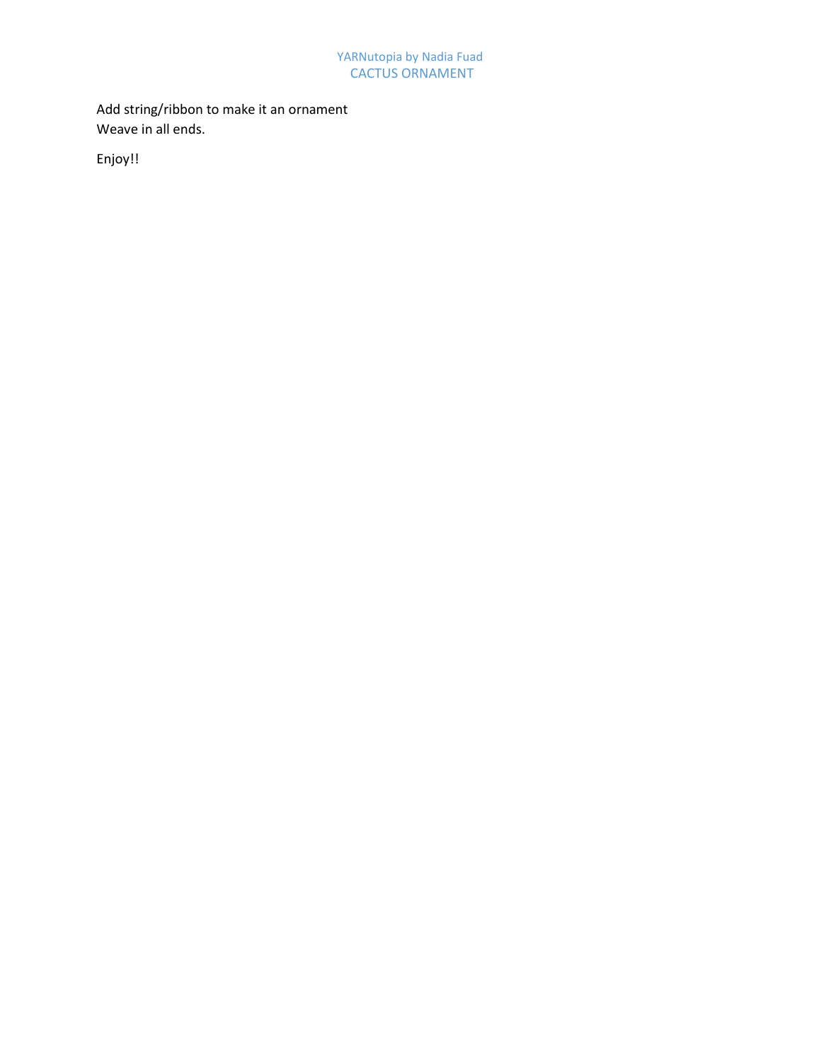Add string/ribbon to make it an ornament
Weave in all ends.

Enjoy!!